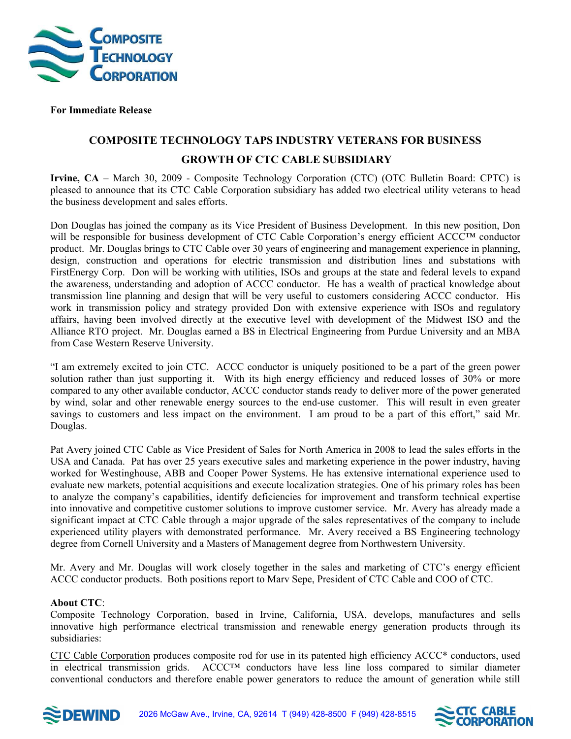**For Immediate Release**

# COMPOSITE TECHNOLOGY TAPS INDUSTRY VETERANS FOR BUSINESS GROWTH OF CTC CABLE SUBSIDIARY

**Irvine, CA** – March 30, 2009 - Composite Technology Corporation (CTC) (OTC Bulletin Board: CPTC) is pleased to announce that its CTC Cable Corporation subsidiary has added two electrical utility veterans to head the business development and sales efforts.

Don Douglas has joined the company as its Vice President of Business Development. In this new position, Don will be responsible for business development of CTC Cable Corporation's energy efficient ACCC™ conductor product. Mr. Douglas brings to CTC Cable over 30 years of engineering and management experience in planning, design, construction and operations for electric transmission and distribution lines and substations with FirstEnergy Corp. Don will be working with utilities, ISOs and groups at the state and federal levels to expand the awareness, understanding and adoption of ACCC conductor. He has a wealth of practical knowledge about transmission line planning and design that will be very useful to customers considering ACCC conductor. His work in transmission policy and strategy provided Don with extensive experience with ISOs and regulatory affairs, having been involved directly at the executive level with development of the Midwest ISO and the Alliance RTO project. Mr. Douglas earned a BS in Electrical Engineering from Purdue University and an MBA from Case Western Reserve University.

"I am extremely excited to join CTC. ACCC conductor is uniquely positioned to be a part of the green power solution rather than just supporting it. With its high energy efficiency and reduced losses of 30% or more compared to any other available conductor, ACCC conductor stands ready to deliver more of the power generated by wind, solar and other renewable energy sources to the end-use customer. This will result in even greater savings to customers and less impact on the environment. I am proud to be a part of this effort," said Mr. Douglas.

Pat Avery joined CTC Cable as Vice President of Sales for North America in 2008 to lead the sales efforts in the USA and Canada. Pat has over 25 years executive sales and marketing experience in the power industry, having worked for Westinghouse, ABB and Cooper Power Systems. He has extensive international experience used to evaluate new markets, potential acquisitions and execute localization strategies. One of his primary roles has been to analyze the company's capabilities, identify deficiencies for improvement and transform technical expertise into innovative and competitive customer solutions to improve customer service. Mr. Avery has already made a significant impact at CTC Cable through a major upgrade of the sales representatives of the company to include experienced utility players with demonstrated performance. Mr. Avery received a BS Engineering technology degree from Cornell University and a Masters of Management degree from Northwestern University.

Mr. Avery and Mr. Douglas will work closely together in the sales and marketing of CTC's energy efficient ACCC conductor products. Both positions report to Marv Sepe, President of CTC Cable and COO of CTC.

**About CTC**:
Composite Technology Corporation, based in Irvine, California, USA, develops, manufactures and sells innovative high performance electrical transmission and renewable energy generation products through its subsidiaries:

CTC Cable Corporation produces composite rod for use in its patented high efficiency ACCC* conductors, used in electrical transmission grids. ACCC™ conductors have less line loss compared to similar diameter conventional conductors and therefore enable power generators to reduce the amount of generation while still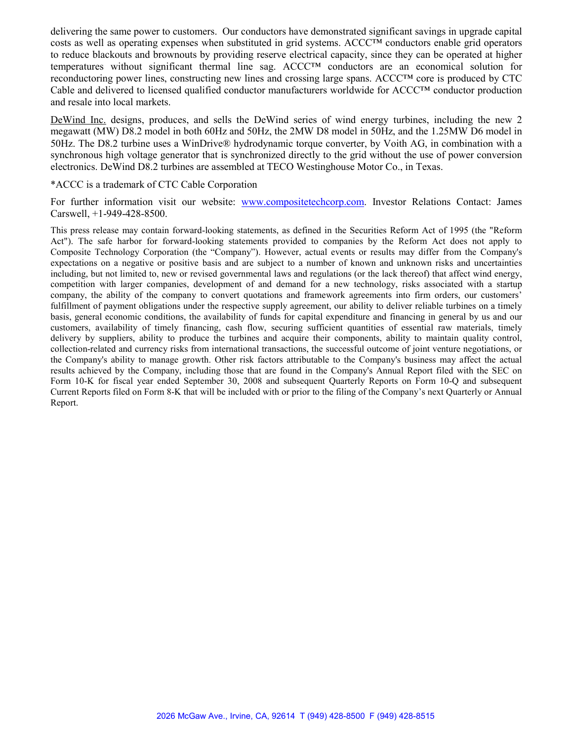delivering the same power to customers. Our conductors have demonstrated significant savings in upgrade capital costs as well as operating expenses when substituted in grid systems. ACCC™ conductors enable grid operators to reduce blackouts and brownouts by providing reserve electrical capacity, since they can be operated at higher temperatures without significant thermal line sag. ACCC™ conductors are an economical solution for reconductoring power lines, constructing new lines and crossing large spans. ACCC™ core is produced by CTC Cable and delivered to licensed qualified conductor manufacturers worldwide for ACCC™ conductor production and resale into local markets.

<u>DeWind Inc.</u> designs, produces, and sells the DeWind series of wind energy turbines, including the new 2 megawatt (MW) D8.2 model in both 60Hz and 50Hz, the 2MW D8 model in 50Hz, and the 1.25MW D6 model in 50Hz. The D8.2 turbine uses a WinDrive® hydrodynamic torque converter, by Voith AG, in combination with a synchronous high voltage generator that is synchronized directly to the grid without the use of power conversion electronics. DeWind D8.2 turbines are assembled at TECO Westinghouse Motor Co., in Texas.

*ACCC is a trademark of CTC Cable Corporation

For further information visit our website: www.compositetechcorp.com. Investor Relations Contact: James Carswell, +1-949-428-8500.

This press release may contain forward-looking statements, as defined in the Securities Reform Act of 1995 (the "Reform Act"). The safe harbor for forward-looking statements provided to companies by the Reform Act does not apply to Composite Technology Corporation (the "Company"). However, actual events or results may differ from the Company's expectations on a negative or positive basis and are subject to a number of known and unknown risks and uncertainties including, but not limited to, new or revised governmental laws and regulations (or the lack thereof) that affect wind energy, competition with larger companies, development of and demand for a new technology, risks associated with a startup company, the ability of the company to convert quotations and framework agreements into firm orders, our customers' fulfillment of payment obligations under the respective supply agreement, our ability to deliver reliable turbines on a timely basis, general economic conditions, the availability of funds for capital expenditure and financing in general by us and our customers, availability of timely financing, cash flow, securing sufficient quantities of essential raw materials, timely delivery by suppliers, ability to produce the turbines and acquire their components, ability to maintain quality control, collection-related and currency risks from international transactions, the successful outcome of joint venture negotiations, or the Company's ability to manage growth. Other risk factors attributable to the Company's business may affect the actual results achieved by the Company, including those that are found in the Company's Annual Report filed with the SEC on Form 10-K for fiscal year ended September 30, 2008 and subsequent Quarterly Reports on Form 10-Q and subsequent Current Reports filed on Form 8-K that will be included with or prior to the filing of the Company's next Quarterly or Annual Report.

2026 McGaw Ave., Irvine, CA, 92614 T (949) 428-8500 F (949) 428-8515